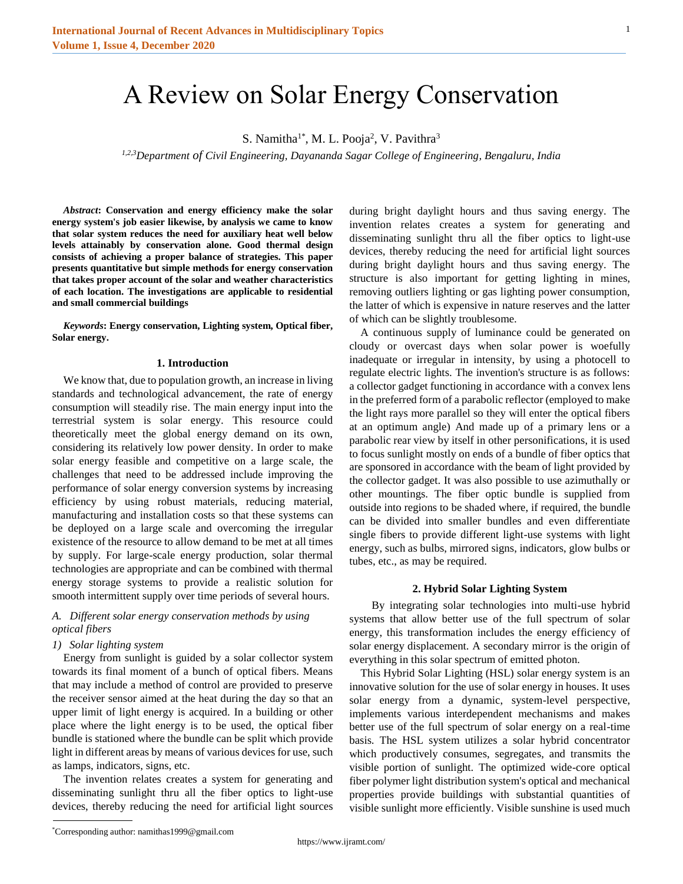# A Review on Solar Energy Conservation

S. Namitha[1*], M. L. Pooja[2], V. Pavithra[3]

*[1,2,3]Department of Civil Engineering, Dayananda Sagar College of Engineering, Bengaluru, India*

***Abstract*: Conservation and energy efficiency make the solar energy system's job easier likewise, by analysis we came to know that solar system reduces the need for auxiliary heat well below levels attainably by conservation alone. Good thermal design consists of achieving a proper balance of strategies. This paper presents quantitative but simple methods for energy conservation that takes proper account of the solar and weather characteristics of each location. The investigations are applicable to residential and small commercial buildings**

***Keywords*: Energy conservation, Lighting system, Optical fiber, Solar energy.**

## 1. Introduction

We know that, due to population growth, an increase in living standards and technological advancement, the rate of energy consumption will steadily rise. The main energy input into the terrestrial system is solar energy. This resource could theoretically meet the global energy demand on its own, considering its relatively low power density. In order to make solar energy feasible and competitive on a large scale, the challenges that need to be addressed include improving the performance of solar energy conversion systems by increasing efficiency by using robust materials, reducing material, manufacturing and installation costs so that these systems can be deployed on a large scale and overcoming the irregular existence of the resource to allow demand to be met at all times by supply. For large-scale energy production, solar thermal technologies are appropriate and can be combined with thermal energy storage systems to provide a realistic solution for smooth intermittent supply over time periods of several hours.

### *A. Different solar energy conservation methods by using optical fibers*

#### *1) Solar lighting system*

Energy from sunlight is guided by a solar collector system towards its final moment of a bunch of optical fibers. Means that may include a method of control are provided to preserve the receiver sensor aimed at the heat during the day so that an upper limit of light energy is acquired. In a building or other place where the light energy is to be used, the optical fiber bundle is stationed where the bundle can be split which provide light in different areas by means of various devices for use, such as lamps, indicators, signs, etc.

The invention relates creates a system for generating and disseminating sunlight thru all the fiber optics to light-use devices, thereby reducing the need for artificial light sources during bright daylight hours and thus saving energy. The invention relates creates a system for generating and disseminating sunlight thru all the fiber optics to light-use devices, thereby reducing the need for artificial light sources during bright daylight hours and thus saving energy. The structure is also important for getting lighting in mines, removing outliers lighting or gas lighting power consumption, the latter of which is expensive in nature reserves and the latter of which can be slightly troublesome.

A continuous supply of luminance could be generated on cloudy or overcast days when solar power is woefully inadequate or irregular in intensity, by using a photocell to regulate electric lights. The invention's structure is as follows: a collector gadget functioning in accordance with a convex lens in the preferred form of a parabolic reflector (employed to make the light rays more parallel so they will enter the optical fibers at an optimum angle) And made up of a primary lens or a parabolic rear view by itself in other personifications, it is used to focus sunlight mostly on ends of a bundle of fiber optics that are sponsored in accordance with the beam of light provided by the collector gadget. It was also possible to use azimuthally or other mountings. The fiber optic bundle is supplied from outside into regions to be shaded where, if required, the bundle can be divided into smaller bundles and even differentiate single fibers to provide different light-use systems with light energy, such as bulbs, mirrored signs, indicators, glow bulbs or tubes, etc., as may be required.

## 2. Hybrid Solar Lighting System

By integrating solar technologies into multi-use hybrid systems that allow better use of the full spectrum of solar energy, this transformation includes the energy efficiency of solar energy displacement. A secondary mirror is the origin of everything in this solar spectrum of emitted photon.

This Hybrid Solar Lighting (HSL) solar energy system is an innovative solution for the use of solar energy in houses. It uses solar energy from a dynamic, system-level perspective, implements various interdependent mechanisms and makes better use of the full spectrum of solar energy on a real-time basis. The HSL system utilizes a solar hybrid concentrator which productively consumes, segregates, and transmits the visible portion of sunlight. The optimized wide-core optical fiber polymer light distribution system's optical and mechanical properties provide buildings with substantial quantities of visible sunlight more efficiently. Visible sunshine is used much

*Corresponding author: namithas1999@gmail.com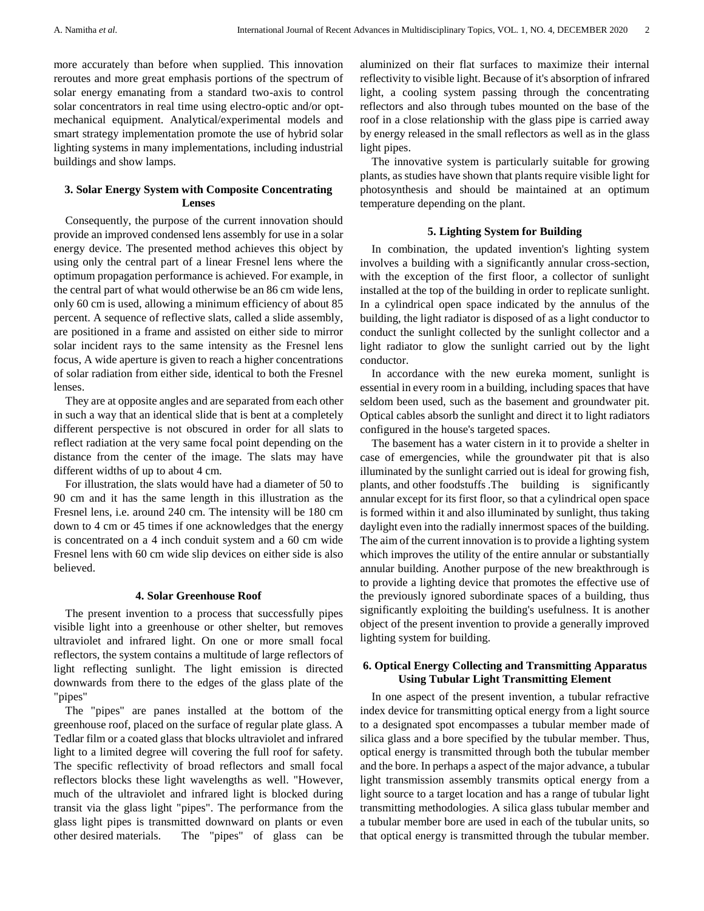more accurately than before when supplied. This innovation reroutes and more great emphasis portions of the spectrum of solar energy emanating from a standard two-axis to control solar concentrators in real time using electro-optic and/or opt-mechanical equipment. Analytical/experimental models and smart strategy implementation promote the use of hybrid solar lighting systems in many implementations, including industrial buildings and show lamps.

### 3. Solar Energy System with Composite Concentrating Lenses

Consequently, the purpose of the current innovation should provide an improved condensed lens assembly for use in a solar energy device. The presented method achieves this object by using only the central part of a linear Fresnel lens where the optimum propagation performance is achieved. For example, in the central part of what would otherwise be an 86 cm wide lens, only 60 cm is used, allowing a minimum efficiency of about 85 percent. A sequence of reflective slats, called a slide assembly, are positioned in a frame and assisted on either side to mirror solar incident rays to the same intensity as the Fresnel lens focus, A wide aperture is given to reach a higher concentrations of solar radiation from either side, identical to both the Fresnel lenses.

They are at opposite angles and are separated from each other in such a way that an identical slide that is bent at a completely different perspective is not obscured in order for all slats to reflect radiation at the very same focal point depending on the distance from the center of the image. The slats may have different widths of up to about 4 cm.

For illustration, the slats would have had a diameter of 50 to 90 cm and it has the same length in this illustration as the Fresnel lens, i.e. around 240 cm. The intensity will be 180 cm down to 4 cm or 45 times if one acknowledges that the energy is concentrated on a 4 inch conduit system and a 60 cm wide Fresnel lens with 60 cm wide slip devices on either side is also believed.

### 4. Solar Greenhouse Roof

The present invention to a process that successfully pipes visible light into a greenhouse or other shelter, but removes ultraviolet and infrared light. On one or more small focal reflectors, the system contains a multitude of large reflectors of light reflecting sunlight. The light emission is directed downwards from there to the edges of the glass plate of the "pipes"

The "pipes" are panes installed at the bottom of the greenhouse roof, placed on the surface of regular plate glass. A Tedlar film or a coated glass that blocks ultraviolet and infrared light to a limited degree will covering the full roof for safety. The specific reflectivity of broad reflectors and small focal reflectors blocks these light wavelengths as well. "However, much of the ultraviolet and infrared light is blocked during transit via the glass light "pipes". The performance from the glass light pipes is transmitted downward on plants or even other desired materials. The "pipes" of glass can be aluminized on their flat surfaces to maximize their internal reflectivity to visible light. Because of it's absorption of infrared light, a cooling system passing through the concentrating reflectors and also through tubes mounted on the base of the roof in a close relationship with the glass pipe is carried away by energy released in the small reflectors as well as in the glass light pipes.

The innovative system is particularly suitable for growing plants, as studies have shown that plants require visible light for photosynthesis and should be maintained at an optimum temperature depending on the plant.

### 5. Lighting System for Building

In combination, the updated invention's lighting system involves a building with a significantly annular cross-section, with the exception of the first floor, a collector of sunlight installed at the top of the building in order to replicate sunlight. In a cylindrical open space indicated by the annulus of the building, the light radiator is disposed of as a light conductor to conduct the sunlight collected by the sunlight collector and a light radiator to glow the sunlight carried out by the light conductor.

In accordance with the new eureka moment, sunlight is essential in every room in a building, including spaces that have seldom been used, such as the basement and groundwater pit. Optical cables absorb the sunlight and direct it to light radiators configured in the house's targeted spaces.

The basement has a water cistern in it to provide a shelter in case of emergencies, while the groundwater pit that is also illuminated by the sunlight carried out is ideal for growing fish, plants, and other foodstuffs .The building is significantly annular except for its first floor, so that a cylindrical open space is formed within it and also illuminated by sunlight, thus taking daylight even into the radially innermost spaces of the building. The aim of the current innovation is to provide a lighting system which improves the utility of the entire annular or substantially annular building. Another purpose of the new breakthrough is to provide a lighting device that promotes the effective use of the previously ignored subordinate spaces of a building, thus significantly exploiting the building's usefulness. It is another object of the present invention to provide a generally improved lighting system for building.

### 6. Optical Energy Collecting and Transmitting Apparatus Using Tubular Light Transmitting Element

In one aspect of the present invention, a tubular refractive index device for transmitting optical energy from a light source to a designated spot encompasses a tubular member made of silica glass and a bore specified by the tubular member. Thus, optical energy is transmitted through both the tubular member and the bore. In perhaps a aspect of the major advance, a tubular light transmission assembly transmits optical energy from a light source to a target location and has a range of tubular light transmitting methodologies. A silica glass tubular member and a tubular member bore are used in each of the tubular units, so that optical energy is transmitted through the tubular member.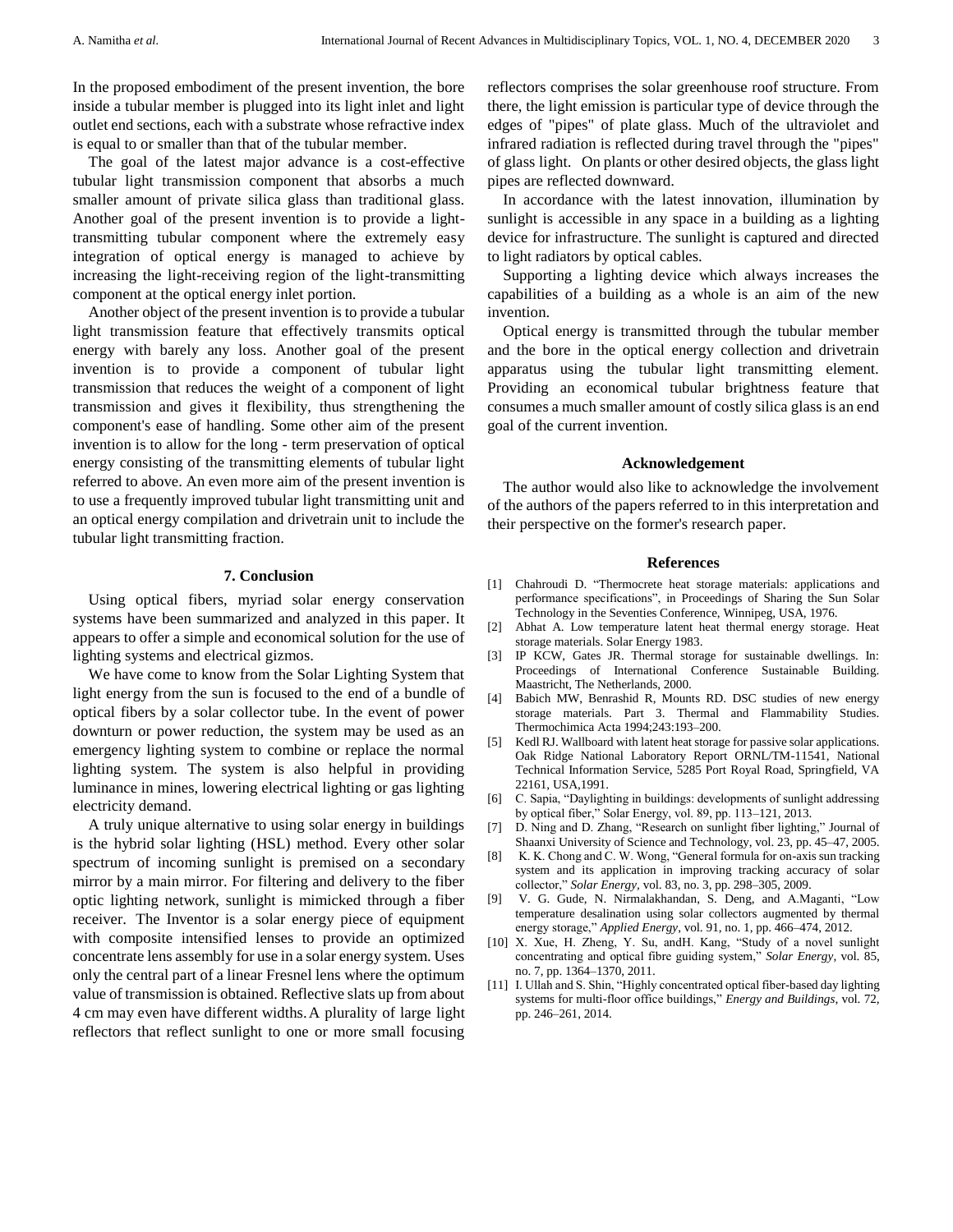In the proposed embodiment of the present invention, the bore inside a tubular member is plugged into its light inlet and light outlet end sections, each with a substrate whose refractive index is equal to or smaller than that of the tubular member.

The goal of the latest major advance is a cost-effective tubular light transmission component that absorbs a much smaller amount of private silica glass than traditional glass. Another goal of the present invention is to provide a light-transmitting tubular component where the extremely easy integration of optical energy is managed to achieve by increasing the light-receiving region of the light-transmitting component at the optical energy inlet portion.

Another object of the present invention is to provide a tubular light transmission feature that effectively transmits optical energy with barely any loss. Another goal of the present invention is to provide a component of tubular light transmission that reduces the weight of a component of light transmission and gives it flexibility, thus strengthening the component's ease of handling. Some other aim of the present invention is to allow for the long - term preservation of optical energy consisting of the transmitting elements of tubular light referred to above. An even more aim of the present invention is to use a frequently improved tubular light transmitting unit and an optical energy compilation and drivetrain unit to include the tubular light transmitting fraction.

## 7. Conclusion

Using optical fibers, myriad solar energy conservation systems have been summarized and analyzed in this paper. It appears to offer a simple and economical solution for the use of lighting systems and electrical gizmos.

We have come to know from the Solar Lighting System that light energy from the sun is focused to the end of a bundle of optical fibers by a solar collector tube. In the event of power downturn or power reduction, the system may be used as an emergency lighting system to combine or replace the normal lighting system. The system is also helpful in providing luminance in mines, lowering electrical lighting or gas lighting electricity demand.

A truly unique alternative to using solar energy in buildings is the hybrid solar lighting (HSL) method. Every other solar spectrum of incoming sunlight is premised on a secondary mirror by a main mirror. For filtering and delivery to the fiber optic lighting network, sunlight is mimicked through a fiber receiver. The Inventor is a solar energy piece of equipment with composite intensified lenses to provide an optimized concentrate lens assembly for use in a solar energy system. Uses only the central part of a linear Fresnel lens where the optimum value of transmission is obtained. Reflective slats up from about 4 cm may even have different widths. A plurality of large light reflectors that reflect sunlight to one or more small focusing reflectors comprises the solar greenhouse roof structure. From there, the light emission is particular type of device through the edges of "pipes" of plate glass. Much of the ultraviolet and infrared radiation is reflected during travel through the "pipes" of glass light. On plants or other desired objects, the glass light pipes are reflected downward.

In accordance with the latest innovation, illumination by sunlight is accessible in any space in a building as a lighting device for infrastructure. The sunlight is captured and directed to light radiators by optical cables.

Supporting a lighting device which always increases the capabilities of a building as a whole is an aim of the new invention.

Optical energy is transmitted through the tubular member and the bore in the optical energy collection and drivetrain apparatus using the tubular light transmitting element. Providing an economical tubular brightness feature that consumes a much smaller amount of costly silica glass is an end goal of the current invention.

## Acknowledgement

The author would also like to acknowledge the involvement of the authors of the papers referred to in this interpretation and their perspective on the former's research paper.

## References

[1] Chahroudi D. "Thermocrete heat storage materials: applications and performance specifications", in Proceedings of Sharing the Sun Solar Technology in the Seventies Conference, Winnipeg, USA, 1976.

[2] Abhat A. Low temperature latent heat thermal energy storage. Heat storage materials. Solar Energy 1983.

[3] IP KCW, Gates JR. Thermal storage for sustainable dwellings. In: Proceedings of International Conference Sustainable Building. Maastricht, The Netherlands, 2000.

[4] Babich MW, Benrashid R, Mounts RD. DSC studies of new energy storage materials. Part 3. Thermal and Flammability Studies. Thermochimica Acta 1994;243:193–200.

[5] Kedl RJ. Wallboard with latent heat storage for passive solar applications. Oak Ridge National Laboratory Report ORNL/TM-11541, National Technical Information Service, 5285 Port Royal Road, Springfield, VA 22161, USA,1991.

[6] C. Sapia, "Daylighting in buildings: developments of sunlight addressing by optical fiber," Solar Energy, vol. 89, pp. 113–121, 2013.

[7] D. Ning and D. Zhang, "Research on sunlight fiber lighting," Journal of Shaanxi University of Science and Technology, vol. 23, pp. 45–47, 2005.

[8] K. K. Chong and C. W. Wong, "General formula for on-axis sun tracking system and its application in improving tracking accuracy of solar collector," *Solar Energy*, vol. 83, no. 3, pp. 298–305, 2009.

[9] V. G. Gude, N. Nirmalakhandan, S. Deng, and A.Maganti, "Low temperature desalination using solar collectors augmented by thermal energy storage," *Applied Energy*, vol. 91, no. 1, pp. 466–474, 2012.

[10] X. Xue, H. Zheng, Y. Su, andH. Kang, "Study of a novel sunlight concentrating and optical fibre guiding system," *Solar Energy*, vol. 85, no. 7, pp. 1364–1370, 2011.

[11] I. Ullah and S. Shin, "Highly concentrated optical fiber-based day lighting systems for multi-floor office buildings," *Energy and Buildings*, vol. 72, pp. 246–261, 2014.